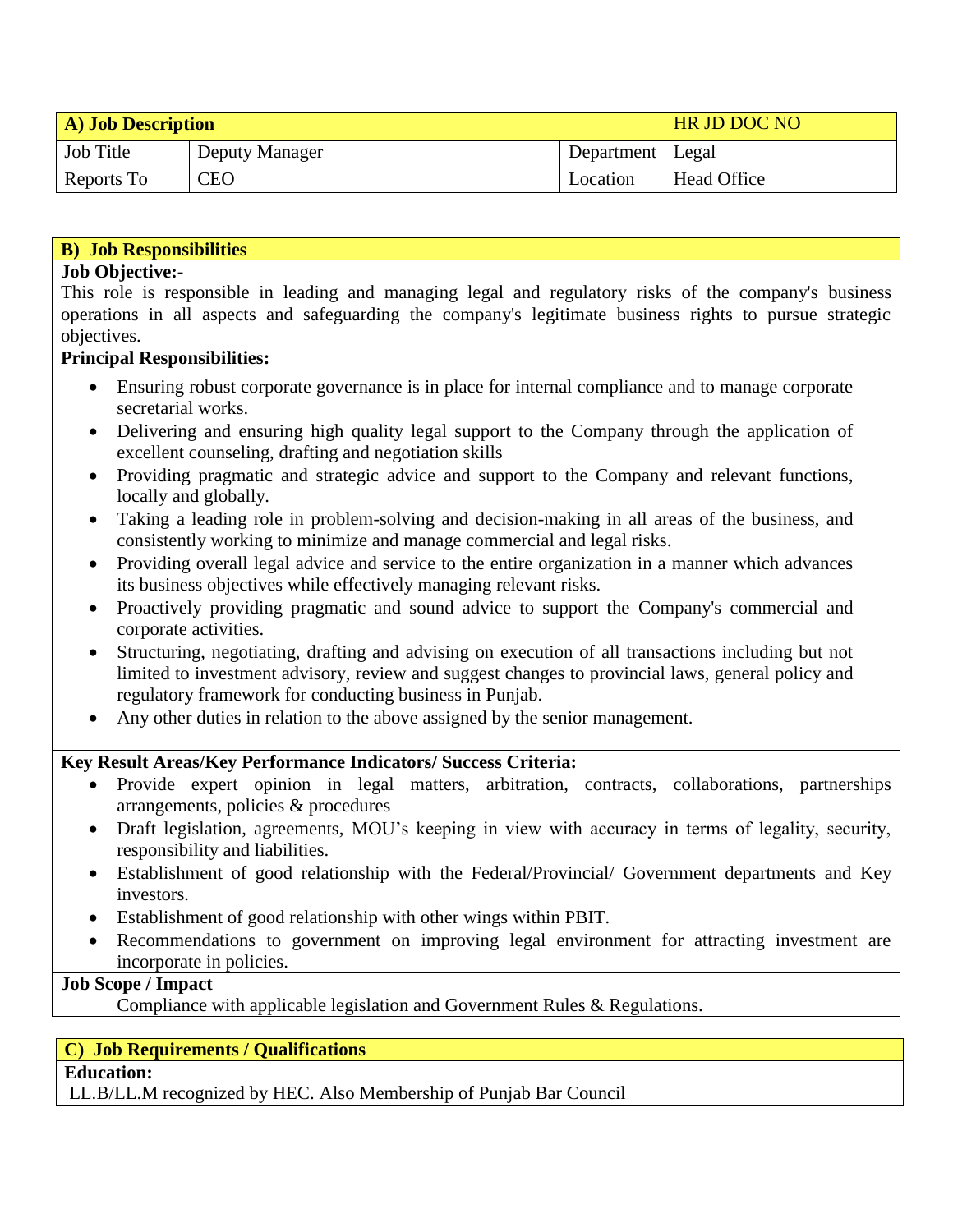| A) Job Description | | | HR JD DOC NO |
|---|---|---|---|
| Job Title | Deputy Manager | Department | Legal |
| Reports To | CEO | Location | Head Office |

## B) Job Responsibilities

**Job Objective:-**

This role is responsible in leading and managing legal and regulatory risks of the company's business operations in all aspects and safeguarding the company's legitimate business rights to pursue strategic objectives.

**Principal Responsibilities:**

- Ensuring robust corporate governance is in place for internal compliance and to manage corporate secretarial works.
- Delivering and ensuring high quality legal support to the Company through the application of excellent counseling, drafting and negotiation skills
- Providing pragmatic and strategic advice and support to the Company and relevant functions, locally and globally.
- Taking a leading role in problem-solving and decision-making in all areas of the business, and consistently working to minimize and manage commercial and legal risks.
- Providing overall legal advice and service to the entire organization in a manner which advances its business objectives while effectively managing relevant risks.
- Proactively providing pragmatic and sound advice to support the Company's commercial and corporate activities.
- Structuring, negotiating, drafting and advising on execution of all transactions including but not limited to investment advisory, review and suggest changes to provincial laws, general policy and regulatory framework for conducting business in Punjab.
- Any other duties in relation to the above assigned by the senior management.

**Key Result Areas/Key Performance Indicators/ Success Criteria:**

- Provide expert opinion in legal matters, arbitration, contracts, collaborations, partnerships arrangements, policies & procedures
- Draft legislation, agreements, MOU's keeping in view with accuracy in terms of legality, security, responsibility and liabilities.
- Establishment of good relationship with the Federal/Provincial/ Government departments and Key investors.
- Establishment of good relationship with other wings within PBIT.
- Recommendations to government on improving legal environment for attracting investment are incorporate in policies.

**Job Scope / Impact**

Compliance with applicable legislation and Government Rules & Regulations.

## C) Job Requirements / Qualifications

**Education:**

LL.B/LL.M recognized by HEC. Also Membership of Punjab Bar Council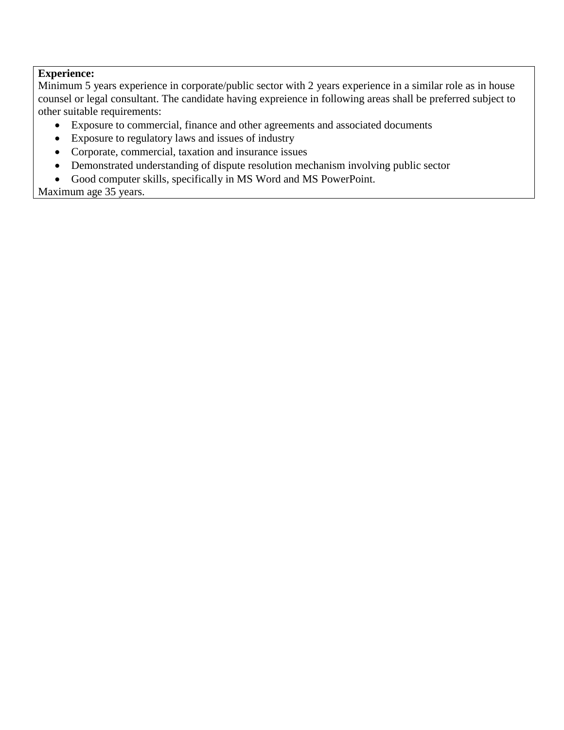**Experience:**

Minimum 5 years experience in corporate/public sector with 2 years experience in a similar role as in house counsel or legal consultant. The candidate having expreience in following areas shall be preferred subject to other suitable requirements:

- Exposure to commercial, finance and other agreements and associated documents
- Exposure to regulatory laws and issues of industry
- Corporate, commercial, taxation and insurance issues
- Demonstrated understanding of dispute resolution mechanism involving public sector
- Good computer skills, specifically in MS Word and MS PowerPoint.

Maximum age 35 years.